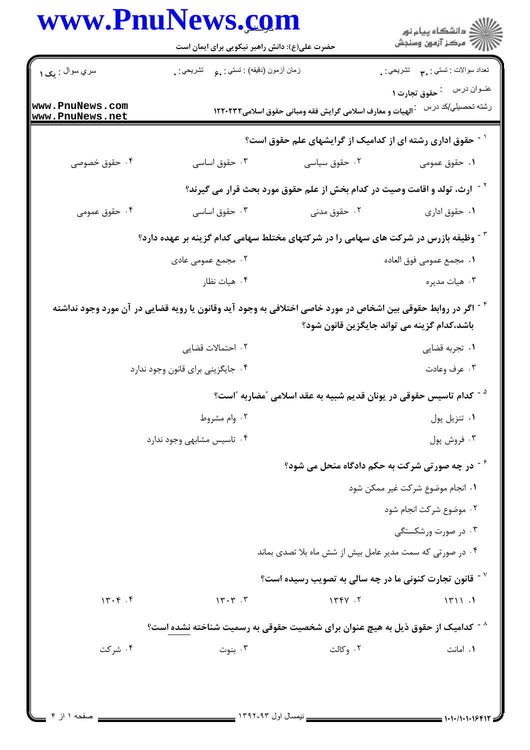سري سوال : یک ۱

زمان آزمون (دقیقه) : تستی : ۶۰ تشریحی : ۰

تعداد سوالات : تستی : ۳۰ تشریحی : ۰

عنوان درس : حقوق تجارت ۱

رشته تحصیلی/کد درس : الهیات و معارف اسلامی گرایش فقه ومبانی حقوق اسلامی۱۲۲۰۲۳۲

۱- حقوق اداری رشته ای از کدامیک از گرایشهای علم حقوق است؟

۱. حقوق عمومی
۲. حقوق سیاسی
۳. حقوق اساسی
۴. حقوق خصوصی

۲- ارث، تولد و اقامت وصیت در کدام بخش از علم حقوق مورد بحث قرار می گیرند؟

۱. حقوق اداری
۲. حقوق مدنی
۳. حقوق اساسی
۴. حقوق عمومی

۳- وظیفه بازرس در شرکت های سهامی را در شرکتهای مختلط سهامی کدام گزینه بر عهده دارد؟

۱. مجمع عمومی فوق العاده
۲. مجمع عمومی عادی
۳. هیات مدیره
۴. هیات نظار

۴- اگر در روابط حقوقی بین اشخاص در مورد خاصی اختلافی به وجود آید وقانون یا رویه قضایی در آن مورد وجود نداشته باشد،کدام گزینه می تواند جایگزین قانون شود؟

۱. تجربه قضایی
۲. احتمالات قضایی
۳. عرف وعادت
۴. جایگزینی برای قانون وجود ندارد

۵- کدام تاسیس حقوقی در یونان قدیم شبیه به عقد اسلامی "مضاربه "است؟

۱. تنزیل پول
۲. وام مشروط
۳. فروش پول
۴. تاسیس مشابهی وجود ندارد

۶- در چه صورتی شرکت به حکم دادگاه منحل می شود؟

۱. انجام موضوع شرکت غیر ممکن شود
۲. موضوع شرکت انجام شود
۳. در صورت ورشکستگی
۴. در صورتی که سمت مدیر عامل بیش از شش ماه بلا تصدی بماند

۷- قانون تجارت کنونی ما در چه سالی به تصویب رسیده است؟

۱. ۱۳۱۱
۲. ۱۳۴۷
۳. ۱۳۰۳
۴. ۱۳۰۴

۸- کدامیک از حقوق ذیل به هیچ عنوان برای شخصیت حقوقی به رسمیت شناخته نشده است؟

۱. امانت
۲. وکالت
۳. بنوت
۴. شرکت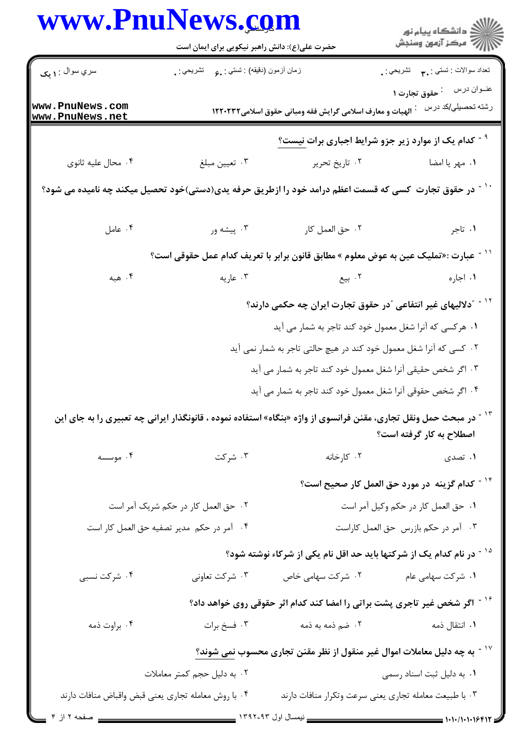۹ - کدام یک از موارد زیر جزو شرایط اجباری برات نیست؟

۱. مهر یا امضا
۲. تاریخ تحریر
۳. تعیین مبلغ
۴. محال علیه ثانوی

۱۰ - در حقوق تجارت کسی که قسمت اعظم درامد خود را ازطریق حرفه یدی(دستی)خود تحصیل میکند چه نامیده می شود؟

۱. تاجر
۲. حق العمل کار
۳. پیشه ور
۴. عامل

۱۱ - عبارت :«تملیک عین به عوض معلوم » مطابق قانون برابر با تعریف کدام عمل حقوقی است؟

۱. اجاره
۲. بیع
۳. عاریه
۴. هبه

۱۲ - "دلالیهای غیر انتفاعی "در حقوق تجارت ایران چه حکمی دارند؟

۱. هرکسی که آنرا شغل معمول خود کند تاجر به شمار می آید
۲. کسی که آنرا شغل معمول خود کند در هیچ حالتی تاجر به شمار نمی آید
۳. اگر شخص حقیقی آنرا شغل معمول خود کند تاجر به شمار می آید
۴. اگر شخص حقوقی آنرا شغل معمول خود کند تاجر به شمار می آید

۱۳ - در مبحث حمل ونقل تجاری، مقنن فرانسوی از واژه «بنگاه» استفاده نموده ، قانونگذار ایرانی چه تعبیری را به جای این اصطلاح به کار گرفته است؟

۱. تصدی
۲. کارخانه
۳. شرکت
۴. موسسه

۱۴ - کدام گزینه در مورد حق العمل کار صحیح است؟

۱. حق العمل کار در حکم وکیل آمر است
۲. حق العمل کار در حکم شریک آمر است
۳. آمر در حکم بازرس حق العمل کاراست
۴. آمر در حکم مدیر تصفیه حق العمل کار است

۱۵ - در نام کدام یک از شرکتها باید حد اقل نام یکی از شرکاء نوشته شود؟

۱. شرکت سهامی عام
۲. شرکت سهامی خاص
۳. شرکت تعاونی
۴. شرکت نسبی

۱۶ - اگر شخص غیر تاجری پشت براتی را امضا کند کدام اثر حقوقی روی خواهد داد؟

۱. انتقال ذمه
۲. ضم ذمه به ذمه
۳. فسخ برات
۴. براوت ذمه

۱۷ - به چه دلیل معاملات اموال غیر منقول از نظر مقنن تجاری محسوب نمی شوند؟

۱. به دلیل ثبت اسناد رسمی
۲. به دلیل حجم کمتر معاملات
۳. با طبیعت معامله تجاری یعنی سرعت وتکرار منافات دارند
۴. با روش معامله تجاری یعنی قبض واقباض منافات دارند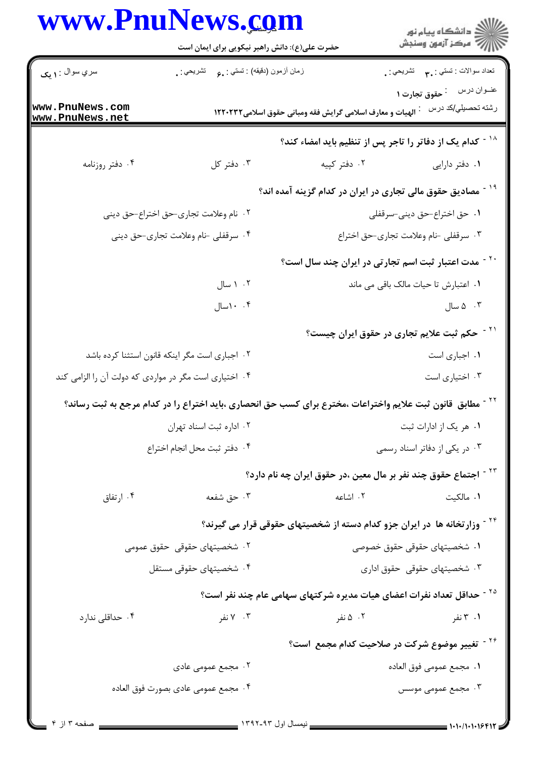۱۸ - کدام یک از دفاتر را تاجر پس از تنظیم باید امضاء کند؟

۱. دفتر دارایی
۲. دفتر کپیه
۳. دفتر کل
۴. دفتر روزنامه

۱۹ - مصادیق حقوق مالی تجاری در ایران در کدام گزینه آمده اند؟

۱. حق اختراع-حق دینی-سرقفلی
۲. نام وعلامت تجاری-حق اختراع-حق دینی
۳. سرقفلی -نام وعلامت تجاری-حق اختراع
۴. سرقفلی -نام وعلامت تجاری-حق دینی

۲۰ - مدت اعتبار ثبت اسم تجارتی در ایران چند سال است؟

۱. اعتبارش تا حیات مالک باقی می ماند
۲. ۱ سال
۳. ۵ سال
۴. ۱۰سال

۲۱ - حکم ثبت علایم تجاری در حقوق ایران چیست؟

۱. اجباری است
۲. اجباری است مگر اینکه قانون استثنا کرده باشد
۳. اختیاری است
۴. اختیاری است مگر در مواردی که دولت آن را الزامی کند

۲۲ - مطابق قانون ثبت علایم واختراعات ،مخترع برای کسب حق انحصاری ،باید اختراع را در کدام مرجع به ثبت رساند؟

۱. هر یک از ادارات ثبت
۲. اداره ثبت اسناد تهران
۳. در یکی از دفاتر اسناد رسمی
۴. دفتر ثبت محل انجام اختراع

۲۳ - اجتماع حقوق چند نفر بر مال معین ،در حقوق ایران چه نام دارد؟

۱. مالکیت
۲. اشاعه
۳. حق شفعه
۴. ارتفاق

۲۴ - وزارتخانه ها در ایران جزو کدام دسته از شخصیتهای حقوقی قرار می گیرند؟

۱. شخصیتهای حقوقی حقوق خصوصی
۲. شخصیتهای حقوقی حقوق عمومی
۳. شخصیتهای حقوقی حقوق اداری
۴. شخصیتهای حقوقی مستقل

۲۵ - حداقل تعداد نفرات اعضای هیات مدیره شرکتهای سهامی عام چند نفر است؟

۱. ۳ نفر
۲. ۵ نفر
۳. ۷ نفر
۴. حداقلی ندارد

۲۶ - تغییر موضوع شرکت در صلاحیت کدام مجمع است؟

۱. مجمع عمومی فوق العاده
۲. مجمع عمومی عادی
۳. مجمع عمومی موسس
۴. مجمع عمومی عادی بصورت فوق العاده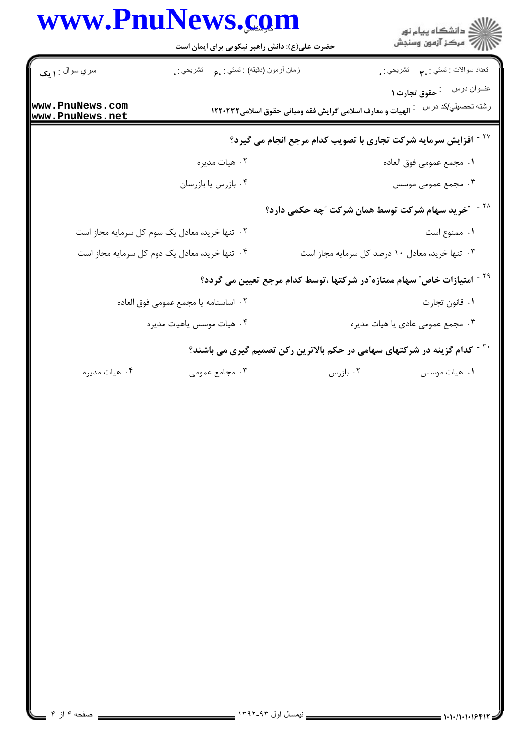۲۷ - **افزایش سرمایه شرکت تجاری با تصویب کدام مرجع انجام می گیرد؟**

۱. مجمع عمومی فوق العاده

۲. هیات مدیره

۳. مجمع عمومی موسس

۴. بازرس یا بازرسان

۲۸ - **"خرید سهام شرکت توسط همان شرکت "چه حکمی دارد؟**

۱. ممنوع است

۲. تنها خرید، معادل یک سوم کل سرمایه مجاز است

۳. تنها خرید، معادل ۱۰ درصد کل سرمایه مجاز است

۴. تنها خرید، معادل یک دوم کل سرمایه مجاز است

۲۹ - **امتیازات خاص" سهام ممتازه"در شرکتها ،توسط کدام مرجع تعیین می گردد؟**

۱. قانون تجارت

۲. اساسنامه یا مجمع عمومی فوق العاده

۳. مجمع عمومی عادی یا هیات مدیره

۴. هیات موسس یاهیات مدیره

۳۰ - **کدام گزینه در شرکتهای سهامی در حکم بالاترین رکن تصمیم گیری می باشند؟**

۱. هیات موسس

۲. بازرس

۳. مجامع عمومی

۴. هیات مدیره